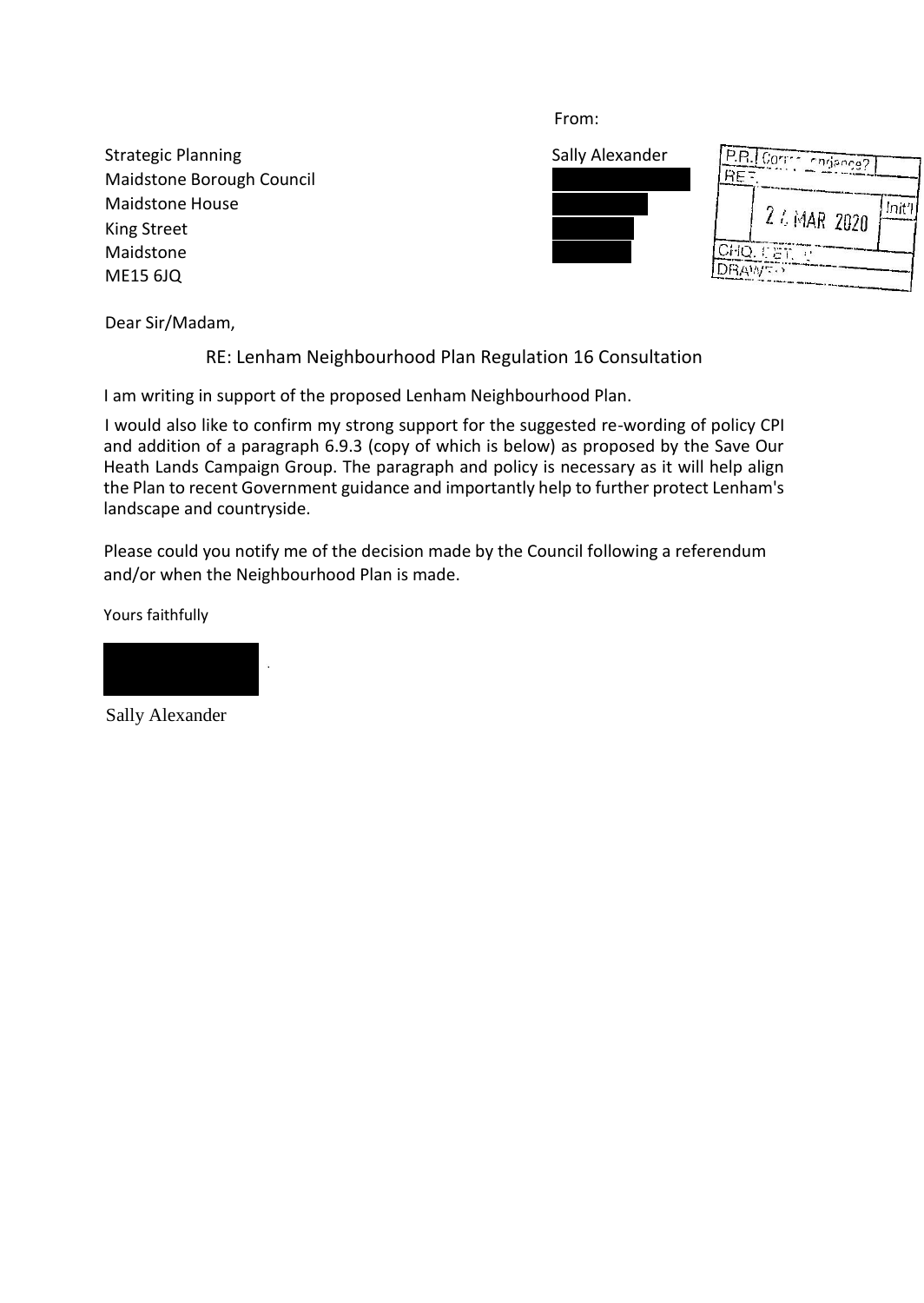From:

Strategic Planning
Maidstone Borough Council
Maidstone House
King Street
Maidstone
ME15 6JQ

Sally Alexander

P.R. Correspondence?
REF.
24 MAR 2020 Init'l
CHQ. DET.
DRAWER

Dear Sir/Madam,

RE: Lenham Neighbourhood Plan Regulation 16 Consultation

I am writing in support of the proposed Lenham Neighbourhood Plan.

I would also like to confirm my strong support for the suggested re-wording of policy CPI and addition of a paragraph 6.9.3 (copy of which is below) as proposed by the Save Our Heath Lands Campaign Group. The paragraph and policy is necessary as it will help align the Plan to recent Government guidance and importantly help to further protect Lenham's landscape and countryside.

Please could you notify me of the decision made by the Council following a referendum and/or when the Neighbourhood Plan is made.

Yours faithfully

Sally Alexander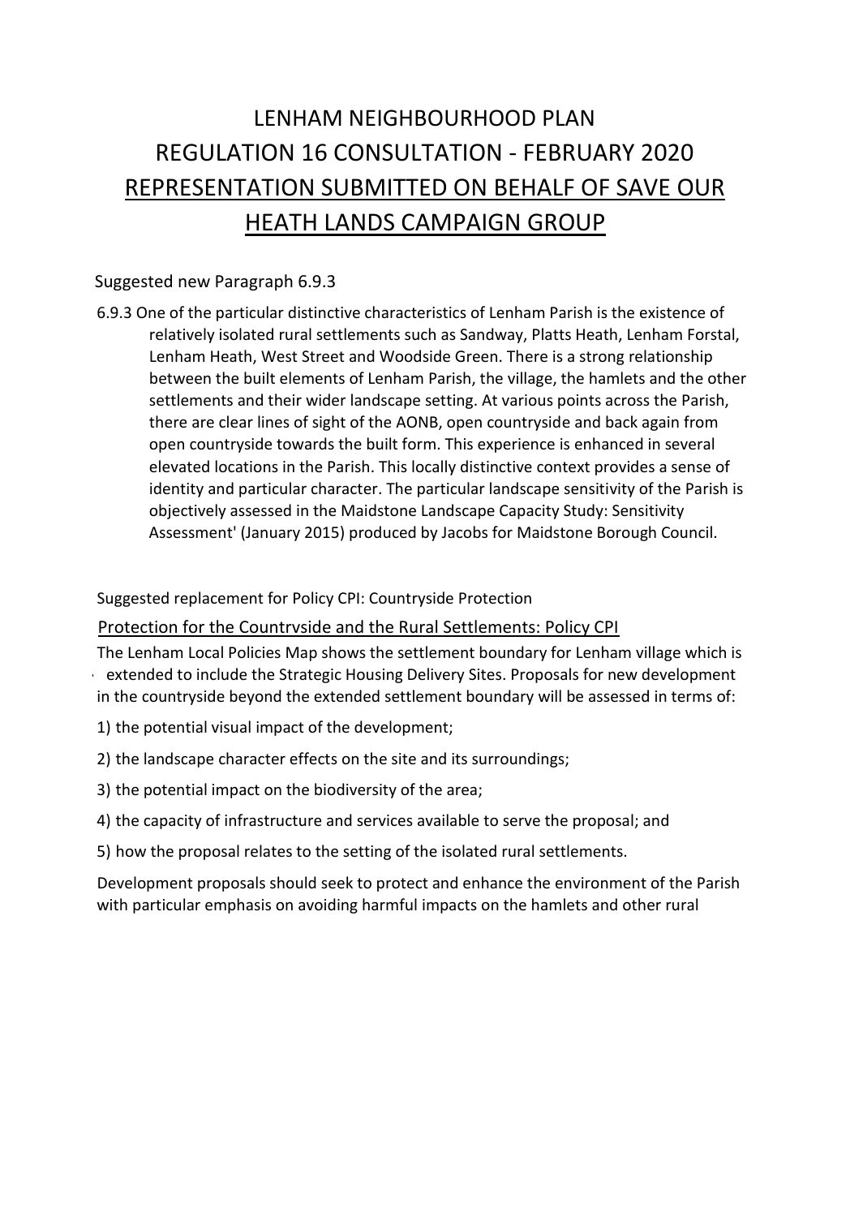# LENHAM NEIGHBOURHOOD PLAN
# REGULATION 16 CONSULTATION - FEBRUARY 2020
# REPRESENTATION SUBMITTED ON BEHALF OF SAVE OUR HEATH LANDS CAMPAIGN GROUP

Suggested new Paragraph 6.9.3

6.9.3 One of the particular distinctive characteristics of Lenham Parish is the existence of relatively isolated rural settlements such as Sandway, Platts Heath, Lenham Forstal, Lenham Heath, West Street and Woodside Green. There is a strong relationship between the built elements of Lenham Parish, the village, the hamlets and the other settlements and their wider landscape setting. At various points across the Parish, there are clear lines of sight of the AONB, open countryside and back again from open countryside towards the built form. This experience is enhanced in several elevated locations in the Parish. This locally distinctive context provides a sense of identity and particular character. The particular landscape sensitivity of the Parish is objectively assessed in the Maidstone Landscape Capacity Study: Sensitivity Assessment' (January 2015) produced by Jacobs for Maidstone Borough Council.

Suggested replacement for Policy CPI: Countryside Protection

Protection for the Countrvside and the Rural Settlements: Policy CPI

The Lenham Local Policies Map shows the settlement boundary for Lenham village which is extended to include the Strategic Housing Delivery Sites. Proposals for new development in the countryside beyond the extended settlement boundary will be assessed in terms of:

1) the potential visual impact of the development;

2) the landscape character effects on the site and its surroundings;

3) the potential impact on the biodiversity of the area;

4) the capacity of infrastructure and services available to serve the proposal; and

5) how the proposal relates to the setting of the isolated rural settlements.

Development proposals should seek to protect and enhance the environment of the Parish with particular emphasis on avoiding harmful impacts on the hamlets and other rural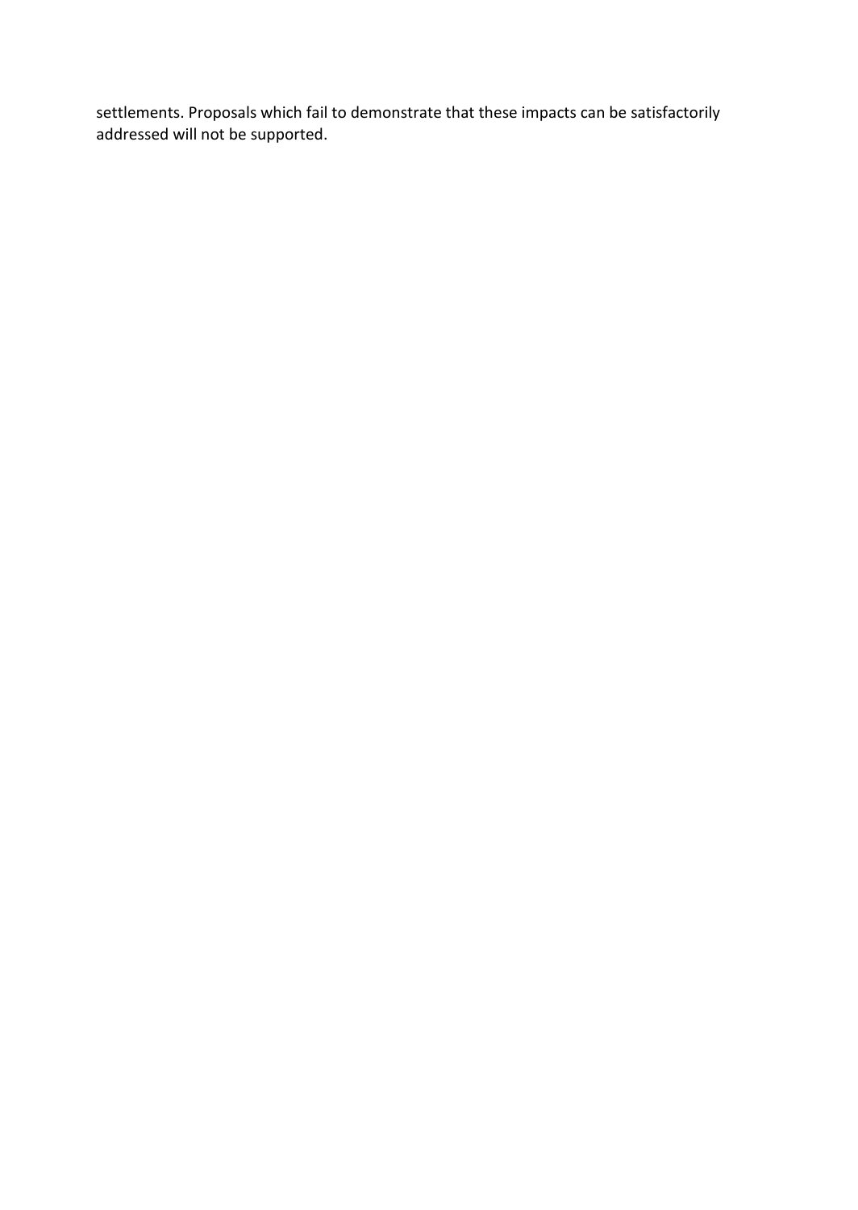settlements. Proposals which fail to demonstrate that these impacts can be satisfactorily addressed will not be supported.